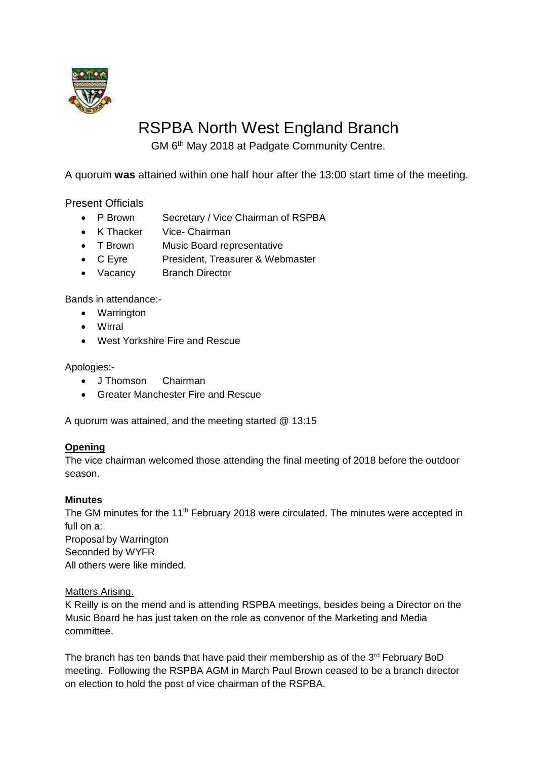# RSPBA North West England Branch

GM 6th May 2018 at Padgate Community Centre.

A quorum **was** attained within one half hour after the 13:00 start time of the meeting.

Present Officials

- P Brown Secretary / Vice Chairman of RSPBA
- K Thacker Vice- Chairman
- T Brown Music Board representative
- C Eyre President, Treasurer & Webmaster
- Vacancy Branch Director

Bands in attendance:-

- Warrington
- Wirral
- West Yorkshire Fire and Rescue

Apologies:-

- J Thomson Chairman
- Greater Manchester Fire and Rescue

A quorum was attained, and the meeting started @ 13:15

**Opening**

The vice chairman welcomed those attending the final meeting of 2018 before the outdoor season.

**Minutes**

The GM minutes for the 11th February 2018 were circulated. The minutes were accepted in full on a:
Proposal by Warrington
Seconded by WYFR
All others were like minded.

Matters Arising.

K Reilly is on the mend and is attending RSPBA meetings, besides being a Director on the Music Board he has just taken on the role as convenor of the Marketing and Media committee.

The branch has ten bands that have paid their membership as of the 3rd February BoD meeting. Following the RSPBA AGM in March Paul Brown ceased to be a branch director on election to hold the post of vice chairman of the RSPBA.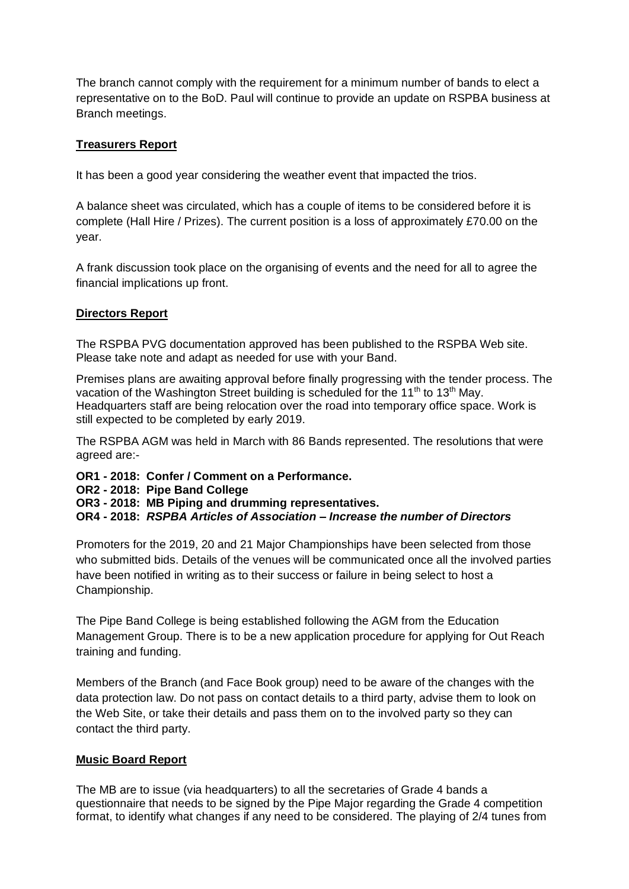The branch cannot comply with the requirement for a minimum number of bands to elect a representative on to the BoD. Paul will continue to provide an update on RSPBA business at Branch meetings.

**Treasurers Report**

It has been a good year considering the weather event that impacted the trios.

A balance sheet was circulated, which has a couple of items to be considered before it is complete (Hall Hire / Prizes). The current position is a loss of approximately £70.00 on the year.

A frank discussion took place on the organising of events and the need for all to agree the financial implications up front.

**Directors Report**

The RSPBA PVG documentation approved has been published to the RSPBA Web site. Please take note and adapt as needed for use with your Band.

Premises plans are awaiting approval before finally progressing with the tender process. The vacation of the Washington Street building is scheduled for the 11th to 13th May. Headquarters staff are being relocation over the road into temporary office space. Work is still expected to be completed by early 2019.

The RSPBA AGM was held in March with 86 Bands represented. The resolutions that were agreed are:-

**OR1 - 2018: Confer / Comment on a Performance.**
**OR2 - 2018: Pipe Band College**
**OR3 - 2018: MB Piping and drumming representatives.**
**OR4 - 2018: *RSPBA Articles of Association – Increase the number of Directors***

Promoters for the 2019, 20 and 21 Major Championships have been selected from those who submitted bids. Details of the venues will be communicated once all the involved parties have been notified in writing as to their success or failure in being select to host a Championship.

The Pipe Band College is being established following the AGM from the Education Management Group. There is to be a new application procedure for applying for Out Reach training and funding.

Members of the Branch (and Face Book group) need to be aware of the changes with the data protection law. Do not pass on contact details to a third party, advise them to look on the Web Site, or take their details and pass them on to the involved party so they can contact the third party.

**Music Board Report**

The MB are to issue (via headquarters) to all the secretaries of Grade 4 bands a questionnaire that needs to be signed by the Pipe Major regarding the Grade 4 competition format, to identify what changes if any need to be considered. The playing of 2/4 tunes from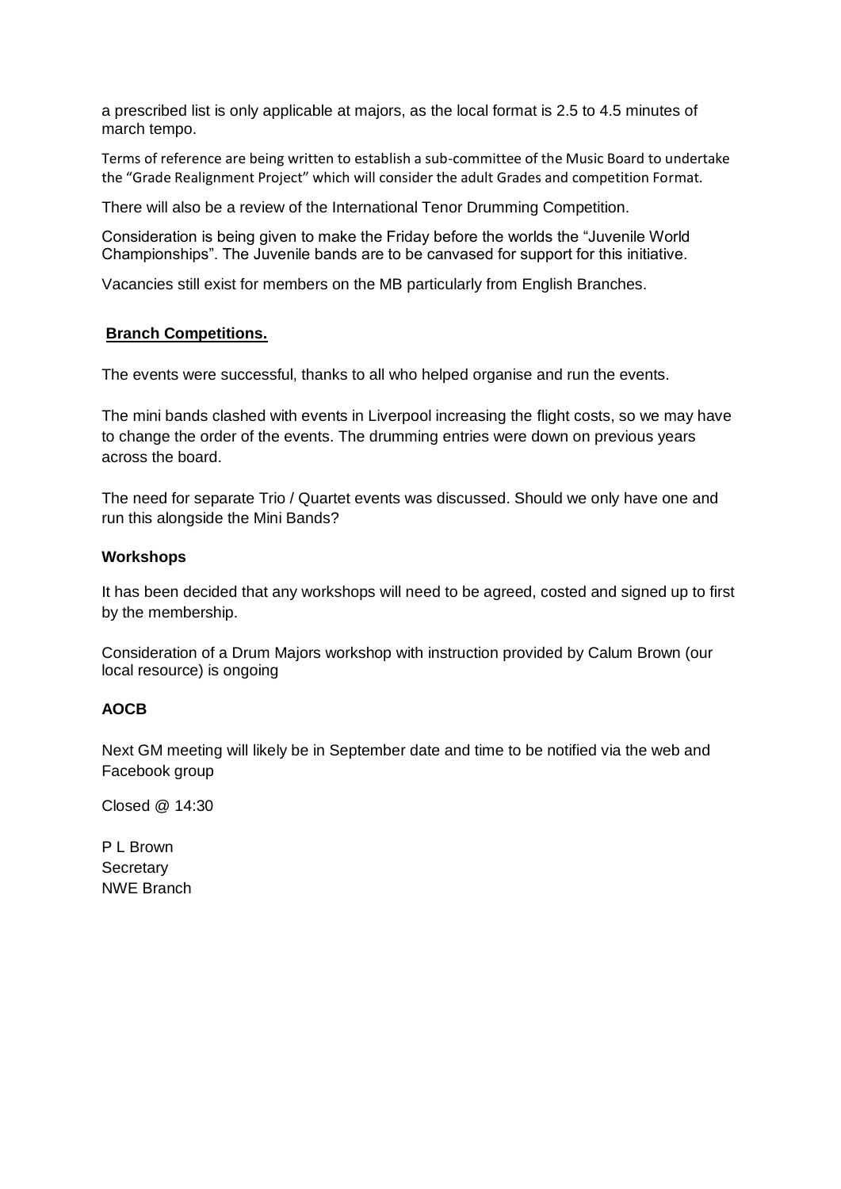a prescribed list is only applicable at majors, as the local format is 2.5 to 4.5 minutes of march tempo.

Terms of reference are being written to establish a sub-committee of the Music Board to undertake the "Grade Realignment Project" which will consider the adult Grades and competition Format.

There will also be a review of the International Tenor Drumming Competition.

Consideration is being given to make the Friday before the worlds the "Juvenile World Championships". The Juvenile bands are to be canvased for support for this initiative.

Vacancies still exist for members on the MB particularly from English Branches.

**Branch Competitions.**

The events were successful, thanks to all who helped organise and run the events.

The mini bands clashed with events in Liverpool increasing the flight costs, so we may have to change the order of the events. The drumming entries were down on previous years across the board.

The need for separate Trio / Quartet events was discussed. Should we only have one and run this alongside the Mini Bands?

**Workshops**

It has been decided that any workshops will need to be agreed, costed and signed up to first by the membership.

Consideration of a Drum Majors workshop with instruction provided by Calum Brown (our local resource) is ongoing

**AOCB**

Next GM meeting will likely be in September date and time to be notified via the web and Facebook group

Closed @ 14:30

P L Brown
Secretary
NWE Branch